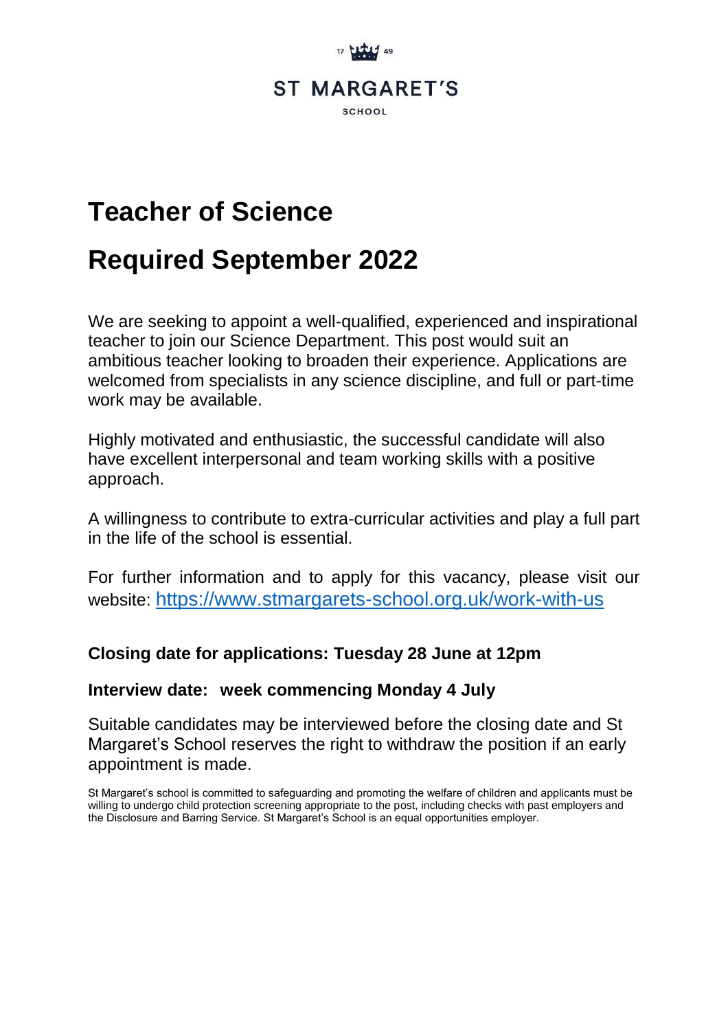17 49

ST MARGARET'S

SCHOOL

# Teacher of Science

# Required September 2022

We are seeking to appoint a well-qualified, experienced and inspirational teacher to join our Science Department. This post would suit an ambitious teacher looking to broaden their experience. Applications are welcomed from specialists in any science discipline, and full or part-time work may be available.

Highly motivated and enthusiastic, the successful candidate will also have excellent interpersonal and team working skills with a positive approach.

A willingness to contribute to extra-curricular activities and play a full part in the life of the school is essential.

For further information and to apply for this vacancy, please visit our website: https://www.stmargarets-school.org.uk/work-with-us

**Closing date for applications: Tuesday 28 June at 12pm**

**Interview date: week commencing Monday 4 July**

Suitable candidates may be interviewed before the closing date and St Margaret's School reserves the right to withdraw the position if an early appointment is made.

St Margaret's school is committed to safeguarding and promoting the welfare of children and applicants must be willing to undergo child protection screening appropriate to the post, including checks with past employers and the Disclosure and Barring Service. St Margaret's School is an equal opportunities employer.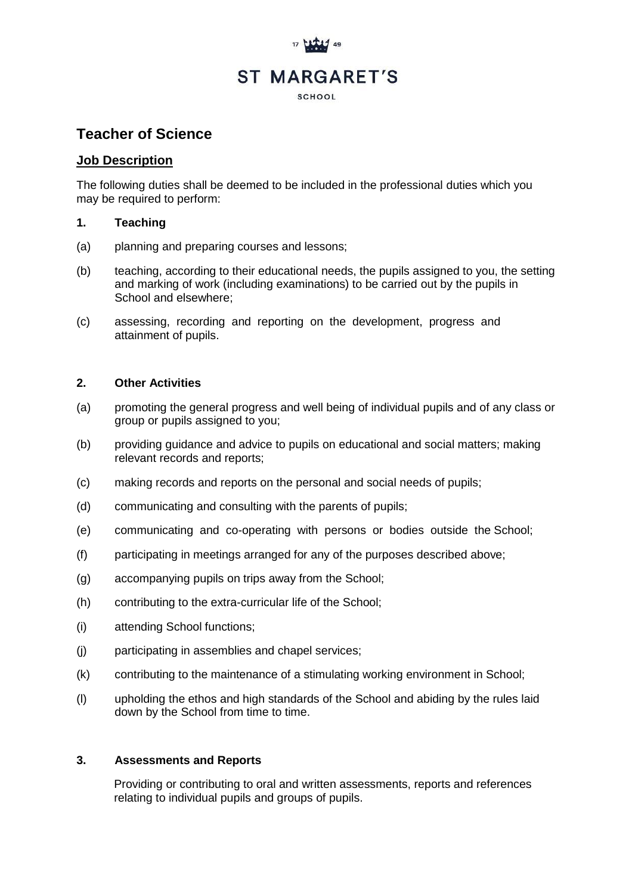17 49

ST MARGARET'S

SCHOOL

# Teacher of Science

## Job Description

The following duties shall be deemed to be included in the professional duties which you may be required to perform:

### 1. Teaching

(a) planning and preparing courses and lessons;

(b) teaching, according to their educational needs, the pupils assigned to you, the setting and marking of work (including examinations) to be carried out by the pupils in School and elsewhere;

(c) assessing, recording and reporting on the development, progress and attainment of pupils.

### 2. Other Activities

(a) promoting the general progress and well being of individual pupils and of any class or group or pupils assigned to you;

(b) providing guidance and advice to pupils on educational and social matters; making relevant records and reports;

(c) making records and reports on the personal and social needs of pupils;

(d) communicating and consulting with the parents of pupils;

(e) communicating and co-operating with persons or bodies outside the School;

(f) participating in meetings arranged for any of the purposes described above;

(g) accompanying pupils on trips away from the School;

(h) contributing to the extra-curricular life of the School;

(i) attending School functions;

(j) participating in assemblies and chapel services;

(k) contributing to the maintenance of a stimulating working environment in School;

(l) upholding the ethos and high standards of the School and abiding by the rules laid down by the School from time to time.

### 3. Assessments and Reports

Providing or contributing to oral and written assessments, reports and references relating to individual pupils and groups of pupils.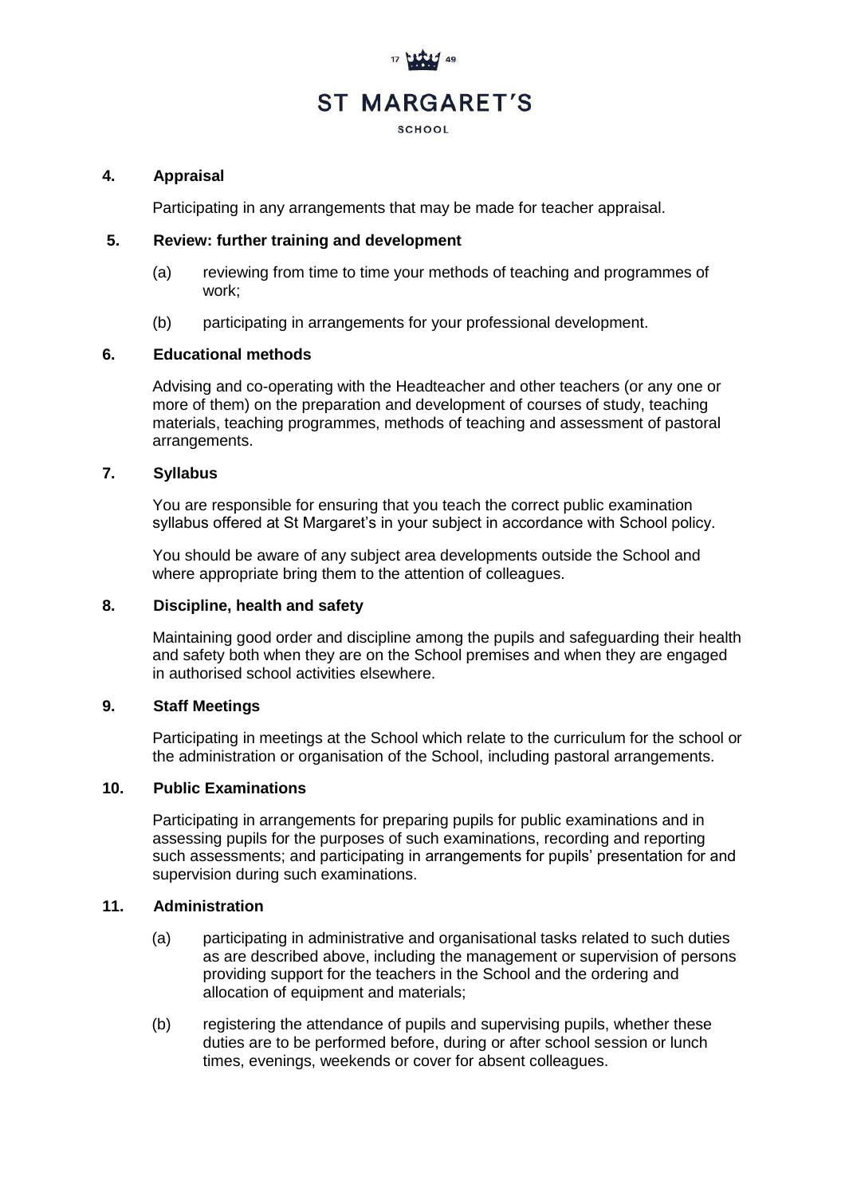### 4. Appraisal

Participating in any arrangements that may be made for teacher appraisal.

### 5. Review: further training and development

(a) reviewing from time to time your methods of teaching and programmes of work;

(b) participating in arrangements for your professional development.

### 6. Educational methods

Advising and co-operating with the Headteacher and other teachers (or any one or more of them) on the preparation and development of courses of study, teaching materials, teaching programmes, methods of teaching and assessment of pastoral arrangements.

### 7. Syllabus

You are responsible for ensuring that you teach the correct public examination syllabus offered at St Margaret's in your subject in accordance with School policy.

You should be aware of any subject area developments outside the School and where appropriate bring them to the attention of colleagues.

### 8. Discipline, health and safety

Maintaining good order and discipline among the pupils and safeguarding their health and safety both when they are on the School premises and when they are engaged in authorised school activities elsewhere.

### 9. Staff Meetings

Participating in meetings at the School which relate to the curriculum for the school or the administration or organisation of the School, including pastoral arrangements.

### 10. Public Examinations

Participating in arrangements for preparing pupils for public examinations and in assessing pupils for the purposes of such examinations, recording and reporting such assessments; and participating in arrangements for pupils' presentation for and supervision during such examinations.

### 11. Administration

(a) participating in administrative and organisational tasks related to such duties as are described above, including the management or supervision of persons providing support for the teachers in the School and the ordering and allocation of equipment and materials;

(b) registering the attendance of pupils and supervising pupils, whether these duties are to be performed before, during or after school session or lunch times, evenings, weekends or cover for absent colleagues.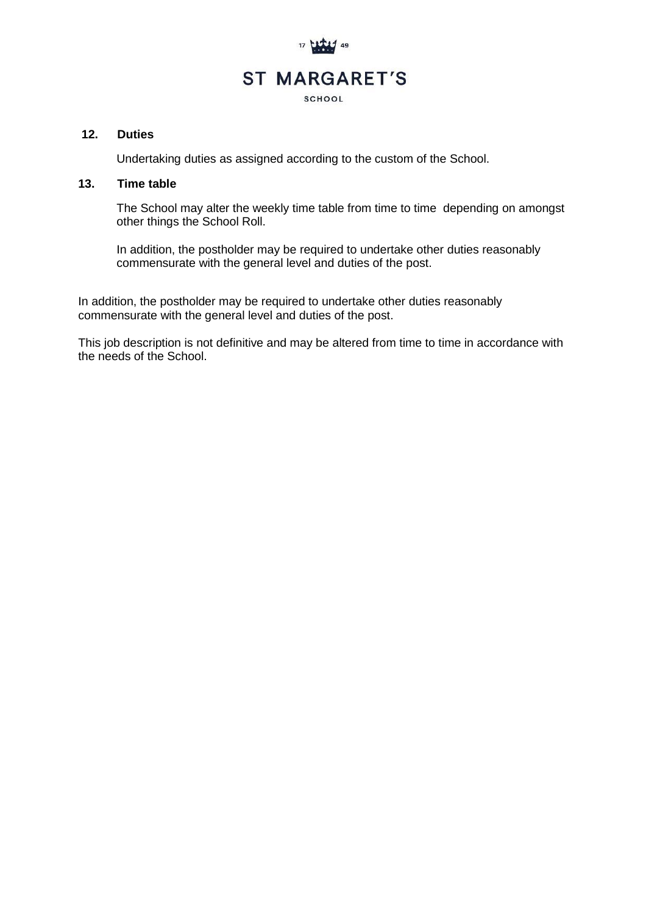## 12. Duties

Undertaking duties as assigned according to the custom of the School.

## 13. Time table

The School may alter the weekly time table from time to time depending on amongst other things the School Roll.

In addition, the postholder may be required to undertake other duties reasonably commensurate with the general level and duties of the post.

In addition, the postholder may be required to undertake other duties reasonably commensurate with the general level and duties of the post.

This job description is not definitive and may be altered from time to time in accordance with the needs of the School.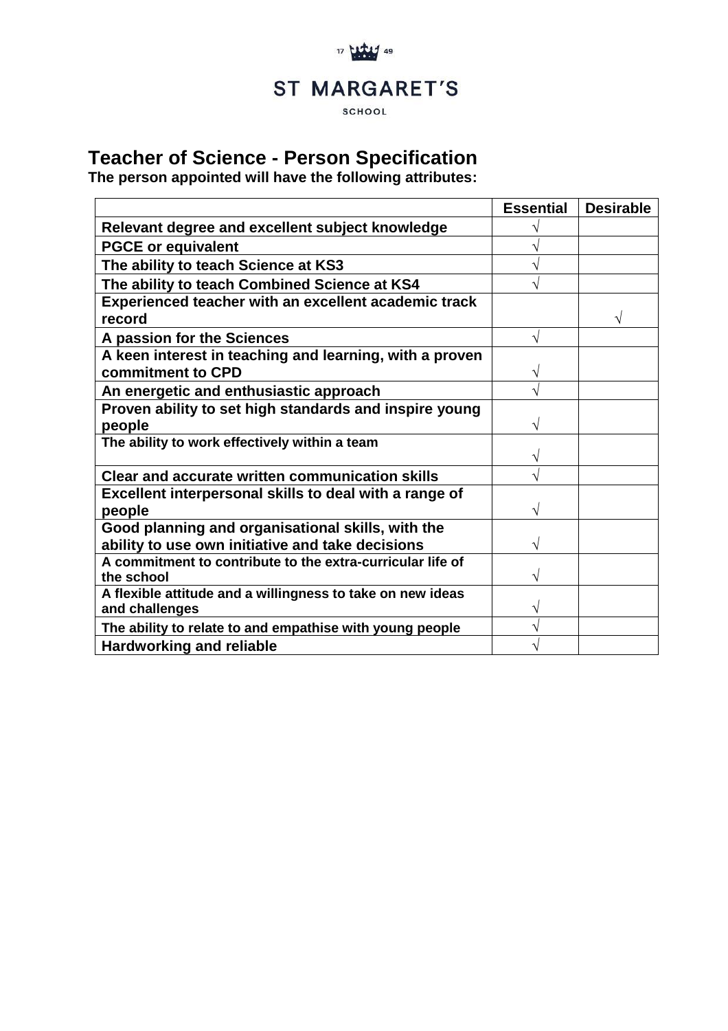17 49

ST MARGARET'S

SCHOOL

## Teacher of Science - Person Specification

**The person appointed will have the following attributes:**

| | Essential | Desirable |
|---|---|---|
| **Relevant degree and excellent subject knowledge** | √ | |
| **PGCE or equivalent** | √ | |
| **The ability to teach Science at KS3** | √ | |
| **The ability to teach Combined Science at KS4** | √ | |
| **Experienced teacher with an excellent academic track record** | | √ |
| **A passion for the Sciences** | √ | |
| **A keen interest in teaching and learning, with a proven commitment to CPD** | √ | |
| **An energetic and enthusiastic approach** | √ | |
| **Proven ability to set high standards and inspire young people** | √ | |
| **The ability to work effectively within a team** | √ | |
| **Clear and accurate written communication skills** | √ | |
| **Excellent interpersonal skills to deal with a range of people** | √ | |
| **Good planning and organisational skills, with the ability to use own initiative and take decisions** | √ | |
| **A commitment to contribute to the extra-curricular life of the school** | √ | |
| **A flexible attitude and a willingness to take on new ideas and challenges** | √ | |
| **The ability to relate to and empathise with young people** | √ | |
| **Hardworking and reliable** | √ | |